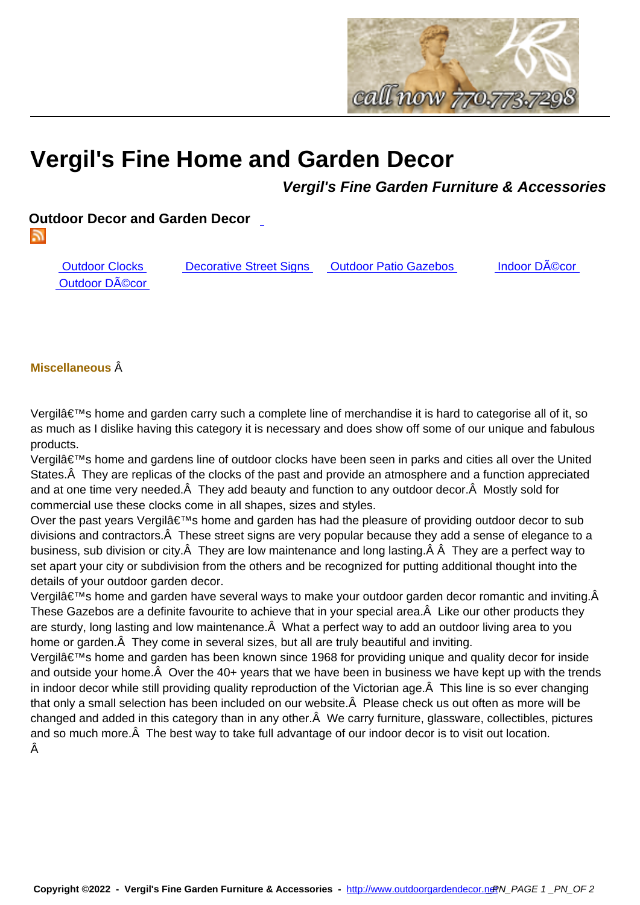# Vergil's Fine Home and Garden Decor

### *Vergil's Fine Garden Furniture & Accessories*

## Outdoor Decor and Garden Decor

Outdoor Clocks | Decorative Street Signs | Outdoor Patio Gazebos | Indoor DÃ©cor | Outdoor DÃ©cor

**Miscellaneous** Â

Vergilâ€™s home and garden carry such a complete line of merchandise it is hard to categorise all of it, so as much as I dislike having this category it is necessary and does show off some of our unique and fabulous products.

Vergilâ€™s home and gardens line of outdoor clocks have been seen in parks and cities all over the United States.Â  They are replicas of the clocks of the past and provide an atmosphere and a function appreciated and at one time very needed.Â  They add beauty and function to any outdoor decor.Â  Mostly sold for commercial use these clocks come in all shapes, sizes and styles.

Over the past years Vergilâ€™s home and garden has had the pleasure of providing outdoor decor to sub divisions and contractors.Â  These street signs are very popular because they add a sense of elegance to a business, sub division or city.Â  They are low maintenance and long lasting.Â Â  They are a perfect way to set apart your city or subdivision from the others and be recognized for putting additional thought into the details of your outdoor garden decor.

Vergilâ€™s home and garden have several ways to make your outdoor garden decor romantic and inviting.Â  These Gazebos are a definite favourite to achieve that in your special area.Â  Like our other products they are sturdy, long lasting and low maintenance.Â  What a perfect way to add an outdoor living area to you home or garden.Â  They come in several sizes, but all are truly beautiful and inviting.

Vergilâ€™s home and garden has been known since 1968 for providing unique and quality decor for inside and outside your home.Â  Over the 40+ years that we have been in business we have kept up with the trends in indoor decor while still providing quality reproduction of the Victorian age.Â  This line is so ever changing that only a small selection has been included on our website.Â  Please check us out often as more will be changed and added in this category than in any other.Â  We carry furniture, glassware, collectibles, pictures and so much more.Â  The best way to take full advantage of our indoor decor is to visit out location.

Â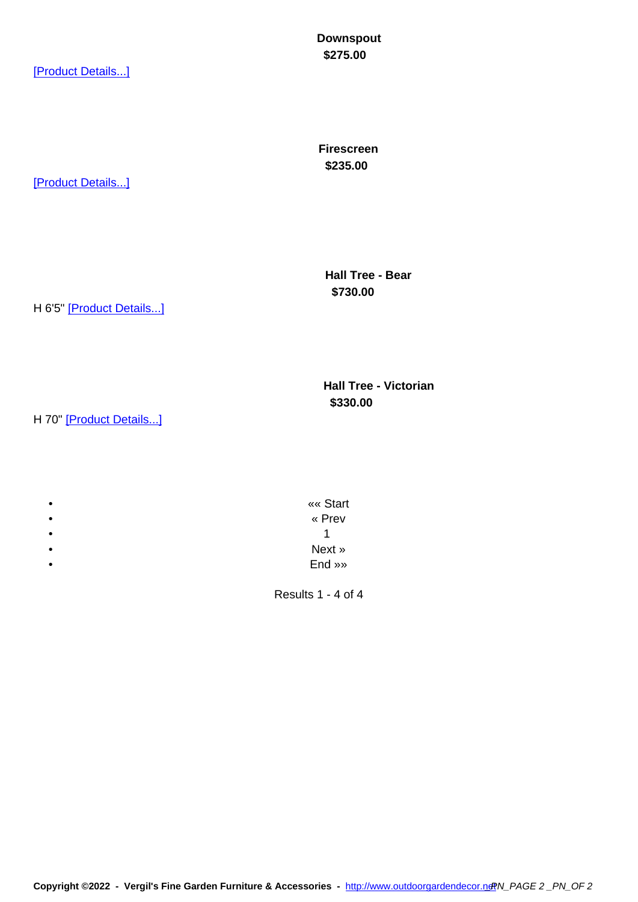**Downspout**
**$275.00**

[Product Details...]

**Firescreen**
**$235.00**

[Product Details...]

**Hall Tree - Bear**
**$730.00**

H 6'5" [Product Details...]

**Hall Tree - Victorian**
**$330.00**

H 70" [Product Details...]

- «« Start
- « Prev
- 1
- Next »
- End »»

Results 1 - 4 of 4